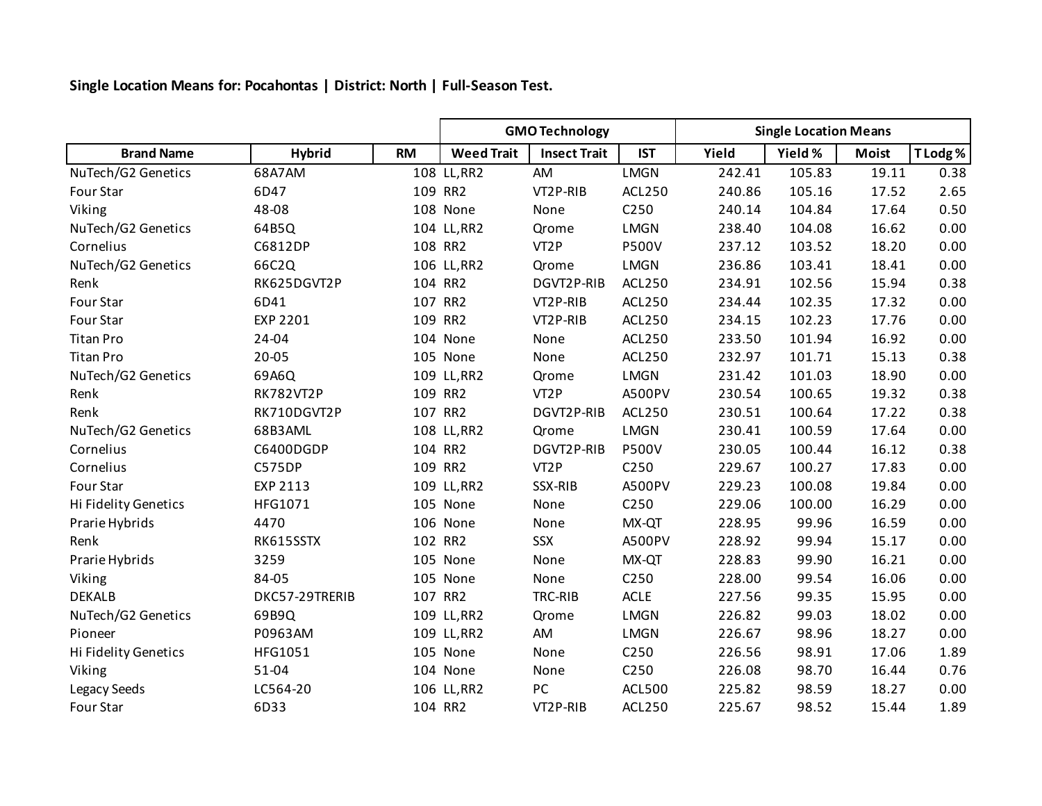**Single Location Means for: Pocahontas | District: North | Full-Season Test.**

| | | | GMO Technology | | | Single Location Means | | | |
|---|---|---|---|---|---|---|---|---|---|
| Brand Name | Hybrid | RM | Weed Trait | Insect Trait | IST | Yield | Yield % | Moist | T Lodg % |
| NuTech/G2 Genetics | 68A7AM | 108 | LL,RR2 | AM | LMGN | 242.41 | 105.83 | 19.11 | 0.38 |
| Four Star | 6D47 | 109 | RR2 | VT2P-RIB | ACL250 | 240.86 | 105.16 | 17.52 | 2.65 |
| Viking | 48-08 | 108 | None | None | C250 | 240.14 | 104.84 | 17.64 | 0.50 |
| NuTech/G2 Genetics | 64B5Q | 104 | LL,RR2 | Qrome | LMGN | 238.40 | 104.08 | 16.62 | 0.00 |
| Cornelius | C6812DP | 108 | RR2 | VT2P | P500V | 237.12 | 103.52 | 18.20 | 0.00 |
| NuTech/G2 Genetics | 66C2Q | 106 | LL,RR2 | Qrome | LMGN | 236.86 | 103.41 | 18.41 | 0.00 |
| Renk | RK625DGVT2P | 104 | RR2 | DGVT2P-RIB | ACL250 | 234.91 | 102.56 | 15.94 | 0.38 |
| Four Star | 6D41 | 107 | RR2 | VT2P-RIB | ACL250 | 234.44 | 102.35 | 17.32 | 0.00 |
| Four Star | EXP 2201 | 109 | RR2 | VT2P-RIB | ACL250 | 234.15 | 102.23 | 17.76 | 0.00 |
| Titan Pro | 24-04 | 104 | None | None | ACL250 | 233.50 | 101.94 | 16.92 | 0.00 |
| Titan Pro | 20-05 | 105 | None | None | ACL250 | 232.97 | 101.71 | 15.13 | 0.38 |
| NuTech/G2 Genetics | 69A6Q | 109 | LL,RR2 | Qrome | LMGN | 231.42 | 101.03 | 18.90 | 0.00 |
| Renk | RK782VT2P | 109 | RR2 | VT2P | A500PV | 230.54 | 100.65 | 19.32 | 0.38 |
| Renk | RK710DGVT2P | 107 | RR2 | DGVT2P-RIB | ACL250 | 230.51 | 100.64 | 17.22 | 0.38 |
| NuTech/G2 Genetics | 68B3AML | 108 | LL,RR2 | Qrome | LMGN | 230.41 | 100.59 | 17.64 | 0.00 |
| Cornelius | C6400DGDP | 104 | RR2 | DGVT2P-RIB | P500V | 230.05 | 100.44 | 16.12 | 0.38 |
| Cornelius | C575DP | 109 | RR2 | VT2P | C250 | 229.67 | 100.27 | 17.83 | 0.00 |
| Four Star | EXP 2113 | 109 | LL,RR2 | SSX-RIB | A500PV | 229.23 | 100.08 | 19.84 | 0.00 |
| Hi Fidelity Genetics | HFG1071 | 105 | None | None | C250 | 229.06 | 100.00 | 16.29 | 0.00 |
| Prarie Hybrids | 4470 | 106 | None | None | MX-QT | 228.95 | 99.96 | 16.59 | 0.00 |
| Renk | RK615SSTX | 102 | RR2 | SSX | A500PV | 228.92 | 99.94 | 15.17 | 0.00 |
| Prarie Hybrids | 3259 | 105 | None | None | MX-QT | 228.83 | 99.90 | 16.21 | 0.00 |
| Viking | 84-05 | 105 | None | None | C250 | 228.00 | 99.54 | 16.06 | 0.00 |
| DEKALB | DKC57-29TRERIB | 107 | RR2 | TRC-RIB | ACLE | 227.56 | 99.35 | 15.95 | 0.00 |
| NuTech/G2 Genetics | 69B9Q | 109 | LL,RR2 | Qrome | LMGN | 226.82 | 99.03 | 18.02 | 0.00 |
| Pioneer | P0963AM | 109 | LL,RR2 | AM | LMGN | 226.67 | 98.96 | 18.27 | 0.00 |
| Hi Fidelity Genetics | HFG1051 | 105 | None | None | C250 | 226.56 | 98.91 | 17.06 | 1.89 |
| Viking | 51-04 | 104 | None | None | C250 | 226.08 | 98.70 | 16.44 | 0.76 |
| Legacy Seeds | LC564-20 | 106 | LL,RR2 | PC | ACL500 | 225.82 | 98.59 | 18.27 | 0.00 |
| Four Star | 6D33 | 104 | RR2 | VT2P-RIB | ACL250 | 225.67 | 98.52 | 15.44 | 1.89 |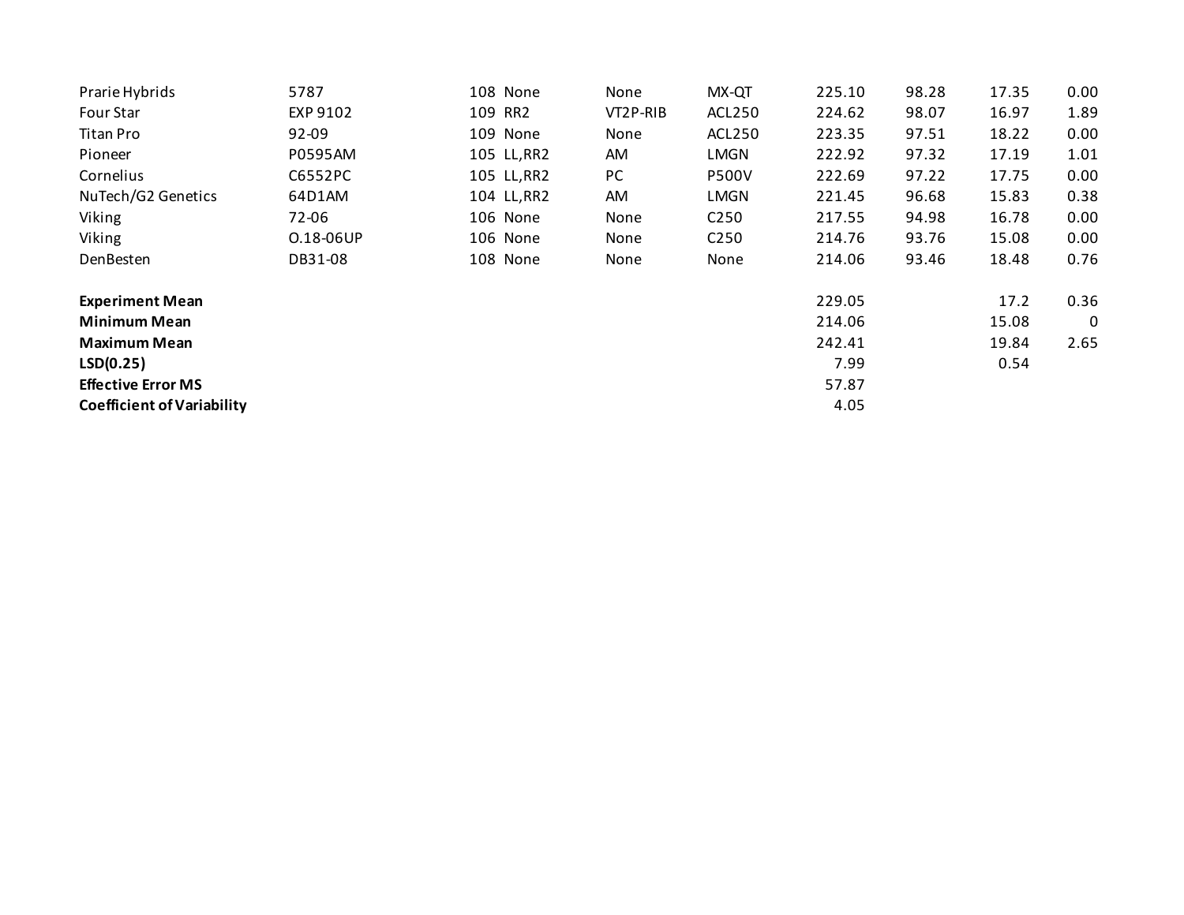| | | | | | | | | | |
|---|---|---|---|---|---|---|---|---|---|
| Prarie Hybrids | 5787 | 108 | None | None | MX-QT | 225.10 | 98.28 | 17.35 | 0.00 |
| Four Star | EXP 9102 | 109 | RR2 | VT2P-RIB | ACL250 | 224.62 | 98.07 | 16.97 | 1.89 |
| Titan Pro | 92-09 | 109 | None | None | ACL250 | 223.35 | 97.51 | 18.22 | 0.00 |
| Pioneer | P0595AM | 105 | LL,RR2 | AM | LMGN | 222.92 | 97.32 | 17.19 | 1.01 |
| Cornelius | C6552PC | 105 | LL,RR2 | PC | P500V | 222.69 | 97.22 | 17.75 | 0.00 |
| NuTech/G2 Genetics | 64D1AM | 104 | LL,RR2 | AM | LMGN | 221.45 | 96.68 | 15.83 | 0.38 |
| Viking | 72-06 | 106 | None | None | C250 | 217.55 | 94.98 | 16.78 | 0.00 |
| Viking | O.18-06UP | 106 | None | None | C250 | 214.76 | 93.76 | 15.08 | 0.00 |
| DenBesten | DB31-08 | 108 | None | None | None | 214.06 | 93.46 | 18.48 | 0.76 |
| | | | | | | | | | |
| **Experiment Mean** | | | | | | 229.05 | | 17.2 | 0.36 |
| **Minimum Mean** | | | | | | 214.06 | | 15.08 | 0 |
| **Maximum Mean** | | | | | | 242.41 | | 19.84 | 2.65 |
| **LSD(0.25)** | | | | | | 7.99 | | 0.54 | |
| **Effective Error MS** | | | | | | 57.87 | | | |
| **Coefficient of Variability** | | | | | | 4.05 | | | |